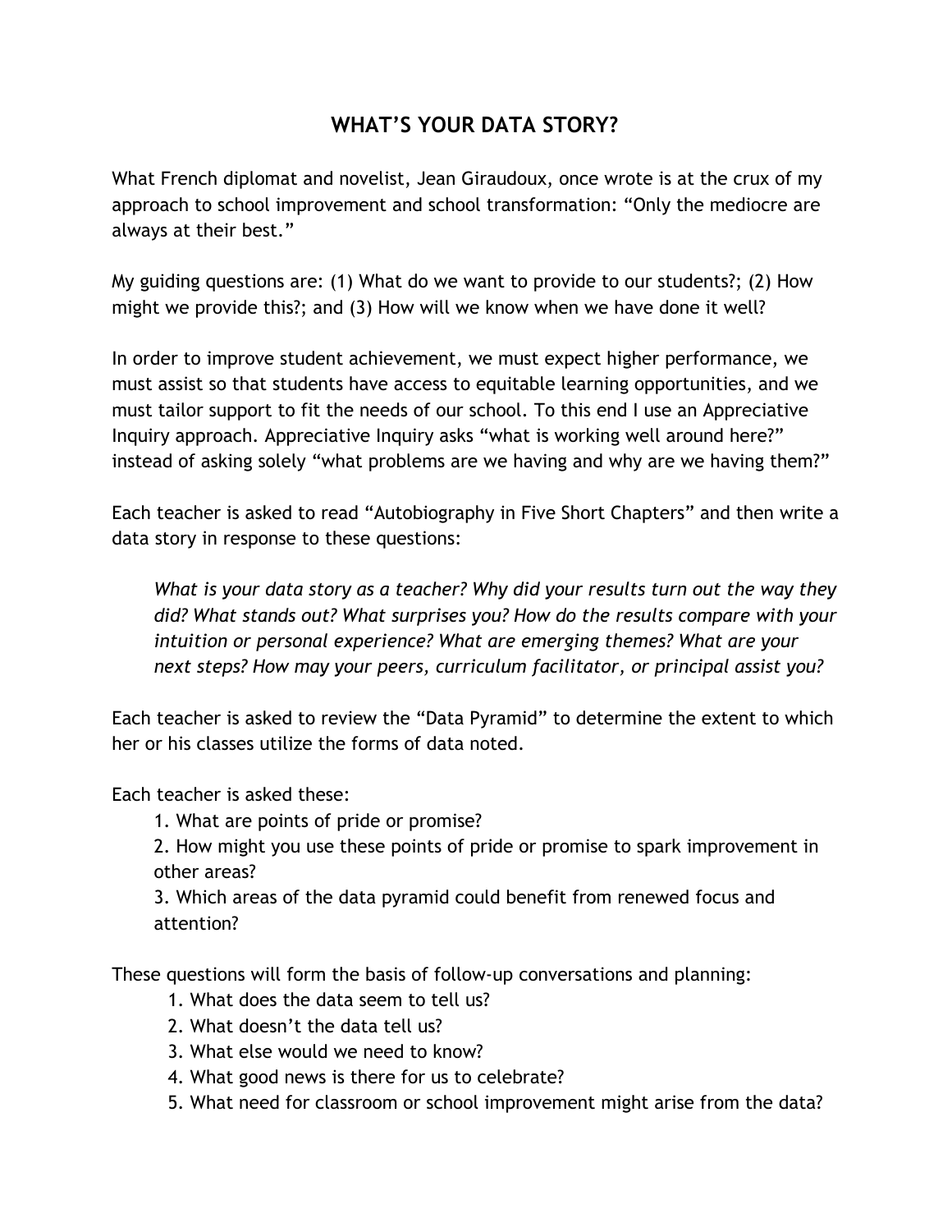# WHAT'S YOUR DATA STORY?

What French diplomat and novelist, Jean Giraudoux, once wrote is at the crux of my approach to school improvement and school transformation: "Only the mediocre are always at their best."

My guiding questions are: (1) What do we want to provide to our students?; (2) How might we provide this?; and (3) How will we know when we have done it well?

In order to improve student achievement, we must expect higher performance, we must assist so that students have access to equitable learning opportunities, and we must tailor support to fit the needs of our school. To this end I use an Appreciative Inquiry approach. Appreciative Inquiry asks "what is working well around here?" instead of asking solely "what problems are we having and why are we having them?"

Each teacher is asked to read "Autobiography in Five Short Chapters" and then write a data story in response to these questions:

> *What is your data story as a teacher? Why did your results turn out the way they did? What stands out? What surprises you? How do the results compare with your intuition or personal experience? What are emerging themes? What are your next steps? How may your peers, curriculum facilitator, or principal assist you?*

Each teacher is asked to review the "Data Pyramid" to determine the extent to which her or his classes utilize the forms of data noted.

Each teacher is asked these:

1. What are points of pride or promise?
2. How might you use these points of pride or promise to spark improvement in other areas?
3. Which areas of the data pyramid could benefit from renewed focus and attention?

These questions will form the basis of follow-up conversations and planning:

1. What does the data seem to tell us?
2. What doesn't the data tell us?
3. What else would we need to know?
4. What good news is there for us to celebrate?
5. What need for classroom or school improvement might arise from the data?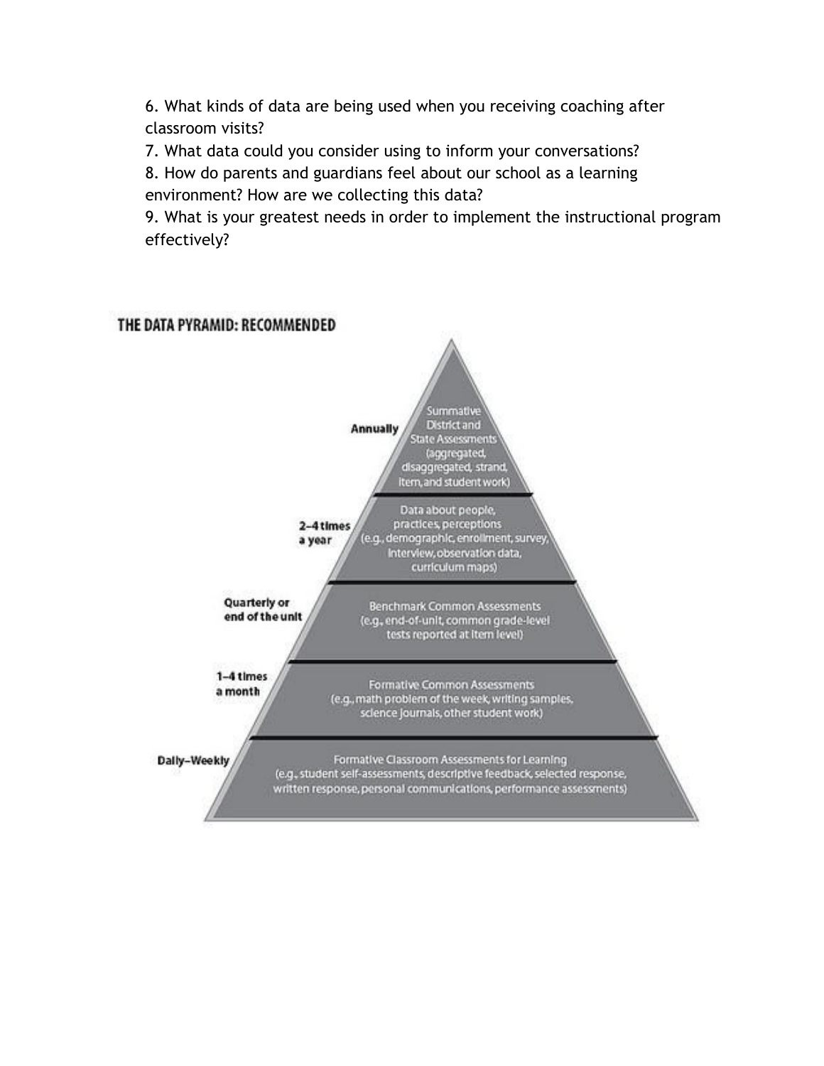6. What kinds of data are being used when you receiving coaching after classroom visits?
7. What data could you consider using to inform your conversations?
8. How do parents and guardians feel about our school as a learning environment? How are we collecting this data?
9. What is your greatest needs in order to implement the instructional program effectively?

## THE DATA PYRAMID: RECOMMENDED

| Frequency | Data |
| --- | --- |
| Annually | Summative District and State Assessments (aggregated, disaggregated, strand, item, and student work) |
| 2–4 times a year | Data about people, practices, perceptions (e.g., demographic, enrollment, survey, interview, observation data, curriculum maps) |
| Quarterly or end of the unit | Benchmark Common Assessments (e.g., end-of-unit, common grade-level tests reported at item level) |
| 1–4 times a month | Formative Common Assessments (e.g., math problem of the week, writing samples, science journals, other student work) |
| Daily–Weekly | Formative Classroom Assessments for Learning (e.g., student self-assessments, descriptive feedback, selected response, written response, personal communications, performance assessments) |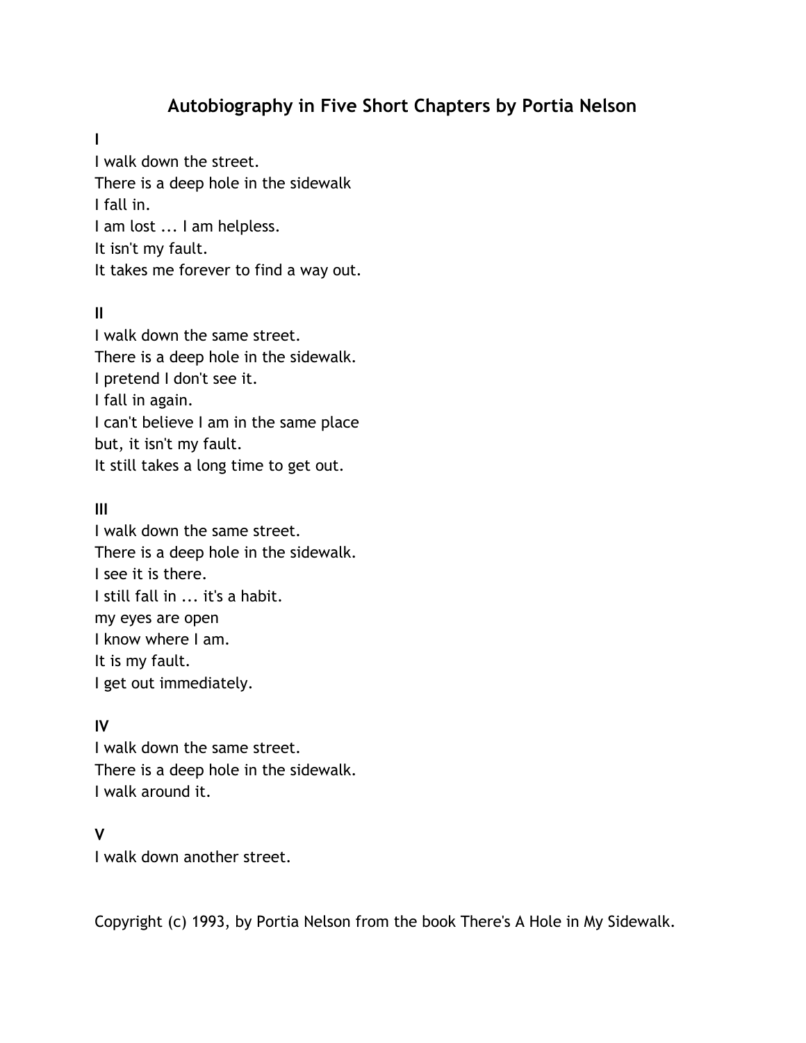# Autobiography in Five Short Chapters by Portia Nelson

**I**

I walk down the street.  
There is a deep hole in the sidewalk  
I fall in.  
I am lost ... I am helpless.  
It isn't my fault.  
It takes me forever to find a way out.

**II**

I walk down the same street.  
There is a deep hole in the sidewalk.  
I pretend I don't see it.  
I fall in again.  
I can't believe I am in the same place  
but, it isn't my fault.  
It still takes a long time to get out.

**III**

I walk down the same street.  
There is a deep hole in the sidewalk.  
I see it is there.  
I still fall in ... it's a habit.  
my eyes are open  
I know where I am.  
It is my fault.  
I get out immediately.

**IV**

I walk down the same street.  
There is a deep hole in the sidewalk.  
I walk around it.

**V**

I walk down another street.

Copyright (c) 1993, by Portia Nelson from the book There's A Hole in My Sidewalk.